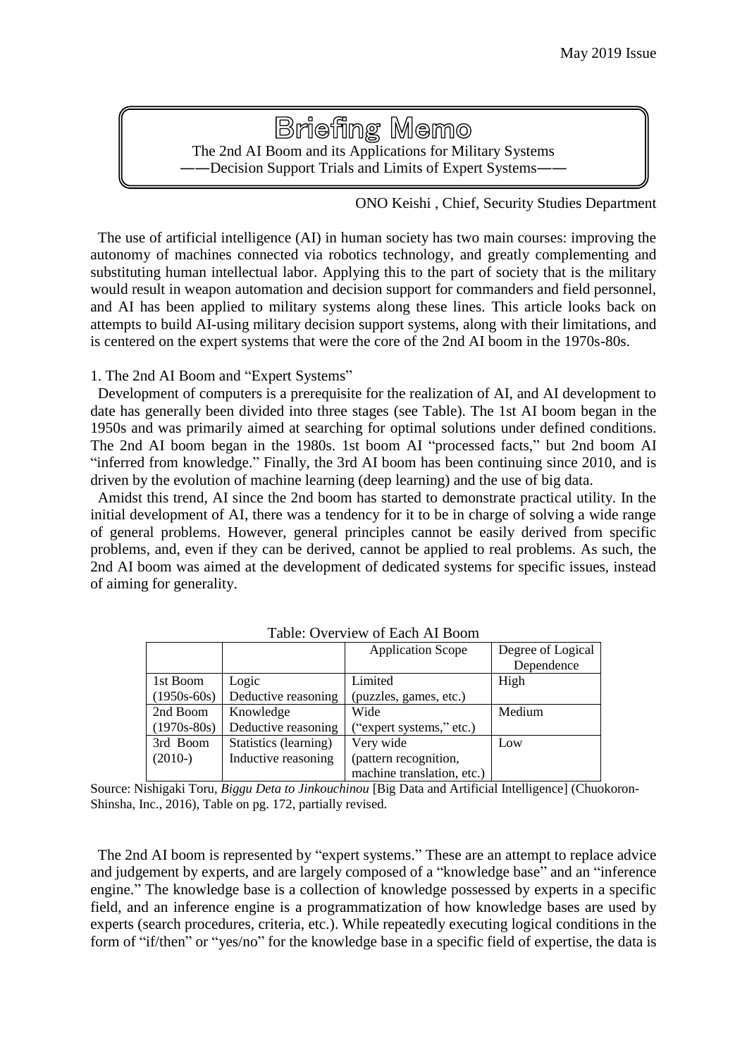May 2019 Issue

# Briefing Memo

**The 2nd AI Boom and its Applications for Military Systems**
**——Decision Support Trials and Limits of Expert Systems——**

ONO Keishi , Chief, Security Studies Department

The use of artificial intelligence (AI) in human society has two main courses: improving the autonomy of machines connected via robotics technology, and greatly complementing and substituting human intellectual labor. Applying this to the part of society that is the military would result in weapon automation and decision support for commanders and field personnel, and AI has been applied to military systems along these lines. This article looks back on attempts to build AI-using military decision support systems, along with their limitations, and is centered on the expert systems that were the core of the 2nd AI boom in the 1970s-80s.

## 1. The 2nd AI Boom and "Expert Systems"

Development of computers is a prerequisite for the realization of AI, and AI development to date has generally been divided into three stages (see Table). The 1st AI boom began in the 1950s and was primarily aimed at searching for optimal solutions under defined conditions. The 2nd AI boom began in the 1980s. 1st boom AI "processed facts," but 2nd boom AI "inferred from knowledge." Finally, the 3rd AI boom has been continuing since 2010, and is driven by the evolution of machine learning (deep learning) and the use of big data.

Amidst this trend, AI since the 2nd boom has started to demonstrate practical utility. In the initial development of AI, there was a tendency for it to be in charge of solving a wide range of general problems. However, general principles cannot be easily derived from specific problems, and, even if they can be derived, cannot be applied to real problems. As such, the 2nd AI boom was aimed at the development of dedicated systems for specific issues, instead of aiming for generality.

Table: Overview of Each AI Boom

| | | Application Scope | Degree of Logical Dependence |
|---|---|---|---|
| 1st Boom (1950s-60s) | Logic Deductive reasoning | Limited (puzzles, games, etc.) | High |
| 2nd Boom (1970s-80s) | Knowledge Deductive reasoning | Wide ("expert systems," etc.) | Medium |
| 3rd Boom (2010-) | Statistics (learning) Inductive reasoning | Very wide (pattern recognition, machine translation, etc.) | Low |

Source: Nishigaki Toru, *Biggu Deta to Jinkouchinou* [Big Data and Artificial Intelligence] (Chuokoron-Shinsha, Inc., 2016), Table on pg. 172, partially revised.

The 2nd AI boom is represented by "expert systems." These are an attempt to replace advice and judgement by experts, and are largely composed of a "knowledge base" and an "inference engine." The knowledge base is a collection of knowledge possessed by experts in a specific field, and an inference engine is a programmatization of how knowledge bases are used by experts (search procedures, criteria, etc.). While repeatedly executing logical conditions in the form of "if/then" or "yes/no" for the knowledge base in a specific field of expertise, the data is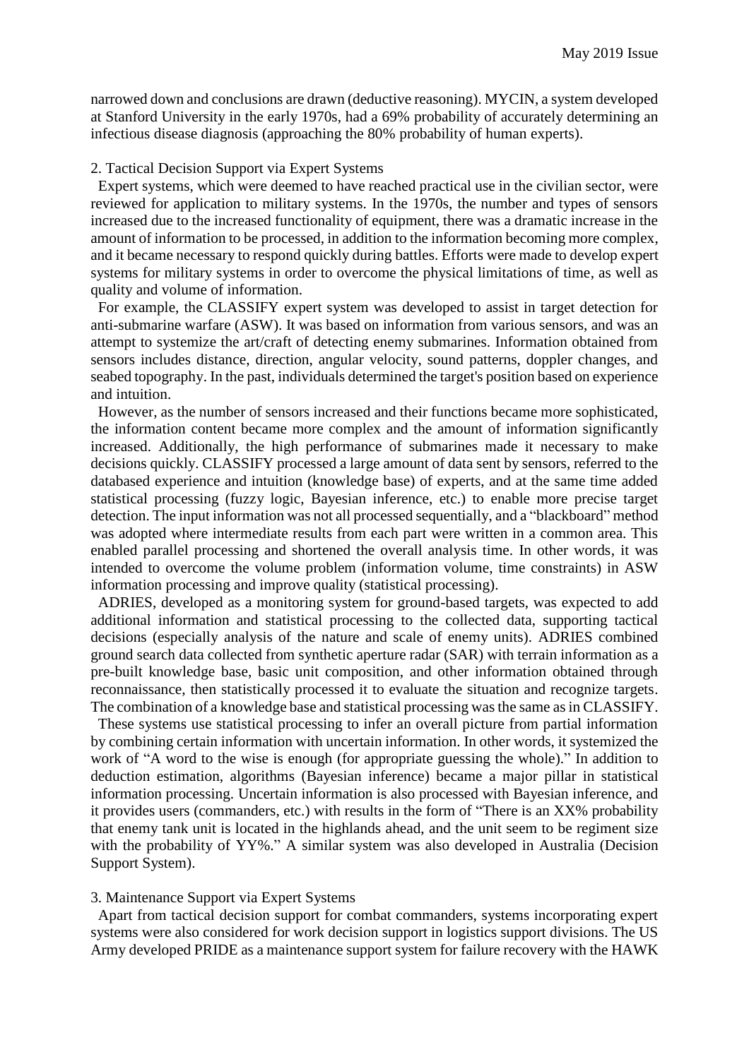narrowed down and conclusions are drawn (deductive reasoning). MYCIN, a system developed at Stanford University in the early 1970s, had a 69% probability of accurately determining an infectious disease diagnosis (approaching the 80% probability of human experts).

## 2. Tactical Decision Support via Expert Systems

Expert systems, which were deemed to have reached practical use in the civilian sector, were reviewed for application to military systems. In the 1970s, the number and types of sensors increased due to the increased functionality of equipment, there was a dramatic increase in the amount of information to be processed, in addition to the information becoming more complex, and it became necessary to respond quickly during battles. Efforts were made to develop expert systems for military systems in order to overcome the physical limitations of time, as well as quality and volume of information.

For example, the CLASSIFY expert system was developed to assist in target detection for anti-submarine warfare (ASW). It was based on information from various sensors, and was an attempt to systemize the art/craft of detecting enemy submarines. Information obtained from sensors includes distance, direction, angular velocity, sound patterns, doppler changes, and seabed topography. In the past, individuals determined the target's position based on experience and intuition.

However, as the number of sensors increased and their functions became more sophisticated, the information content became more complex and the amount of information significantly increased. Additionally, the high performance of submarines made it necessary to make decisions quickly. CLASSIFY processed a large amount of data sent by sensors, referred to the databased experience and intuition (knowledge base) of experts, and at the same time added statistical processing (fuzzy logic, Bayesian inference, etc.) to enable more precise target detection. The input information was not all processed sequentially, and a "blackboard" method was adopted where intermediate results from each part were written in a common area. This enabled parallel processing and shortened the overall analysis time. In other words, it was intended to overcome the volume problem (information volume, time constraints) in ASW information processing and improve quality (statistical processing).

ADRIES, developed as a monitoring system for ground-based targets, was expected to add additional information and statistical processing to the collected data, supporting tactical decisions (especially analysis of the nature and scale of enemy units). ADRIES combined ground search data collected from synthetic aperture radar (SAR) with terrain information as a pre-built knowledge base, basic unit composition, and other information obtained through reconnaissance, then statistically processed it to evaluate the situation and recognize targets. The combination of a knowledge base and statistical processing was the same as in CLASSIFY.

These systems use statistical processing to infer an overall picture from partial information by combining certain information with uncertain information. In other words, it systemized the work of "A word to the wise is enough (for appropriate guessing the whole)." In addition to deduction estimation, algorithms (Bayesian inference) became a major pillar in statistical information processing. Uncertain information is also processed with Bayesian inference, and it provides users (commanders, etc.) with results in the form of "There is an XX% probability that enemy tank unit is located in the highlands ahead, and the unit seem to be regiment size with the probability of YY%." A similar system was also developed in Australia (Decision Support System).

## 3. Maintenance Support via Expert Systems

Apart from tactical decision support for combat commanders, systems incorporating expert systems were also considered for work decision support in logistics support divisions. The US Army developed PRIDE as a maintenance support system for failure recovery with the HAWK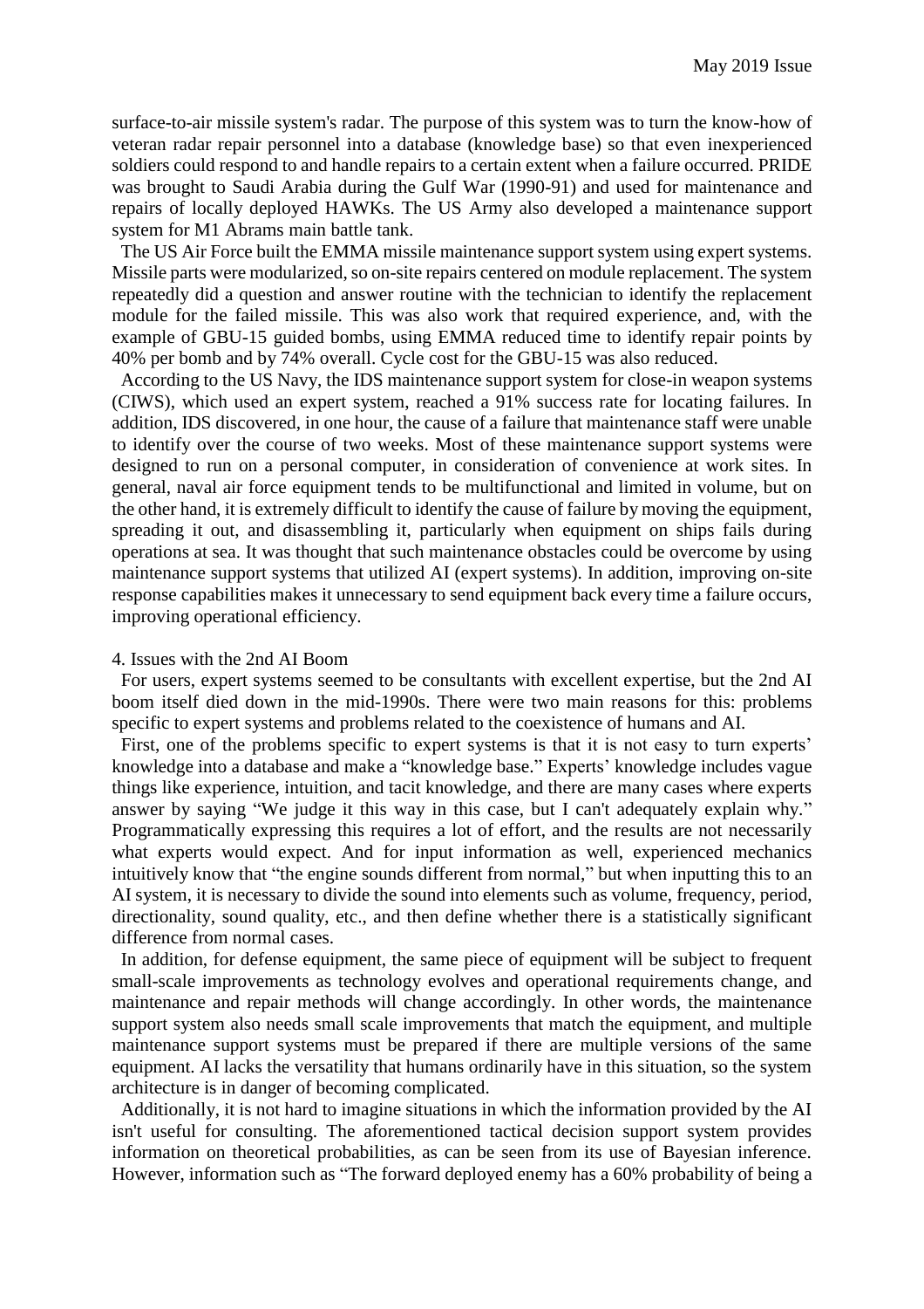surface-to-air missile system's radar. The purpose of this system was to turn the know-how of veteran radar repair personnel into a database (knowledge base) so that even inexperienced soldiers could respond to and handle repairs to a certain extent when a failure occurred. PRIDE was brought to Saudi Arabia during the Gulf War (1990-91) and used for maintenance and repairs of locally deployed HAWKs. The US Army also developed a maintenance support system for M1 Abrams main battle tank.

The US Air Force built the EMMA missile maintenance support system using expert systems. Missile parts were modularized, so on-site repairs centered on module replacement. The system repeatedly did a question and answer routine with the technician to identify the replacement module for the failed missile. This was also work that required experience, and, with the example of GBU-15 guided bombs, using EMMA reduced time to identify repair points by 40% per bomb and by 74% overall. Cycle cost for the GBU-15 was also reduced.

According to the US Navy, the IDS maintenance support system for close-in weapon systems (CIWS), which used an expert system, reached a 91% success rate for locating failures. In addition, IDS discovered, in one hour, the cause of a failure that maintenance staff were unable to identify over the course of two weeks. Most of these maintenance support systems were designed to run on a personal computer, in consideration of convenience at work sites. In general, naval air force equipment tends to be multifunctional and limited in volume, but on the other hand, it is extremely difficult to identify the cause of failure by moving the equipment, spreading it out, and disassembling it, particularly when equipment on ships fails during operations at sea. It was thought that such maintenance obstacles could be overcome by using maintenance support systems that utilized AI (expert systems). In addition, improving on-site response capabilities makes it unnecessary to send equipment back every time a failure occurs, improving operational efficiency.

## 4. Issues with the 2nd AI Boom

For users, expert systems seemed to be consultants with excellent expertise, but the 2nd AI boom itself died down in the mid-1990s. There were two main reasons for this: problems specific to expert systems and problems related to the coexistence of humans and AI.

First, one of the problems specific to expert systems is that it is not easy to turn experts' knowledge into a database and make a "knowledge base." Experts' knowledge includes vague things like experience, intuition, and tacit knowledge, and there are many cases where experts answer by saying "We judge it this way in this case, but I can't adequately explain why." Programmatically expressing this requires a lot of effort, and the results are not necessarily what experts would expect. And for input information as well, experienced mechanics intuitively know that "the engine sounds different from normal," but when inputting this to an AI system, it is necessary to divide the sound into elements such as volume, frequency, period, directionality, sound quality, etc., and then define whether there is a statistically significant difference from normal cases.

In addition, for defense equipment, the same piece of equipment will be subject to frequent small-scale improvements as technology evolves and operational requirements change, and maintenance and repair methods will change accordingly. In other words, the maintenance support system also needs small scale improvements that match the equipment, and multiple maintenance support systems must be prepared if there are multiple versions of the same equipment. AI lacks the versatility that humans ordinarily have in this situation, so the system architecture is in danger of becoming complicated.

Additionally, it is not hard to imagine situations in which the information provided by the AI isn't useful for consulting. The aforementioned tactical decision support system provides information on theoretical probabilities, as can be seen from its use of Bayesian inference. However, information such as "The forward deployed enemy has a 60% probability of being a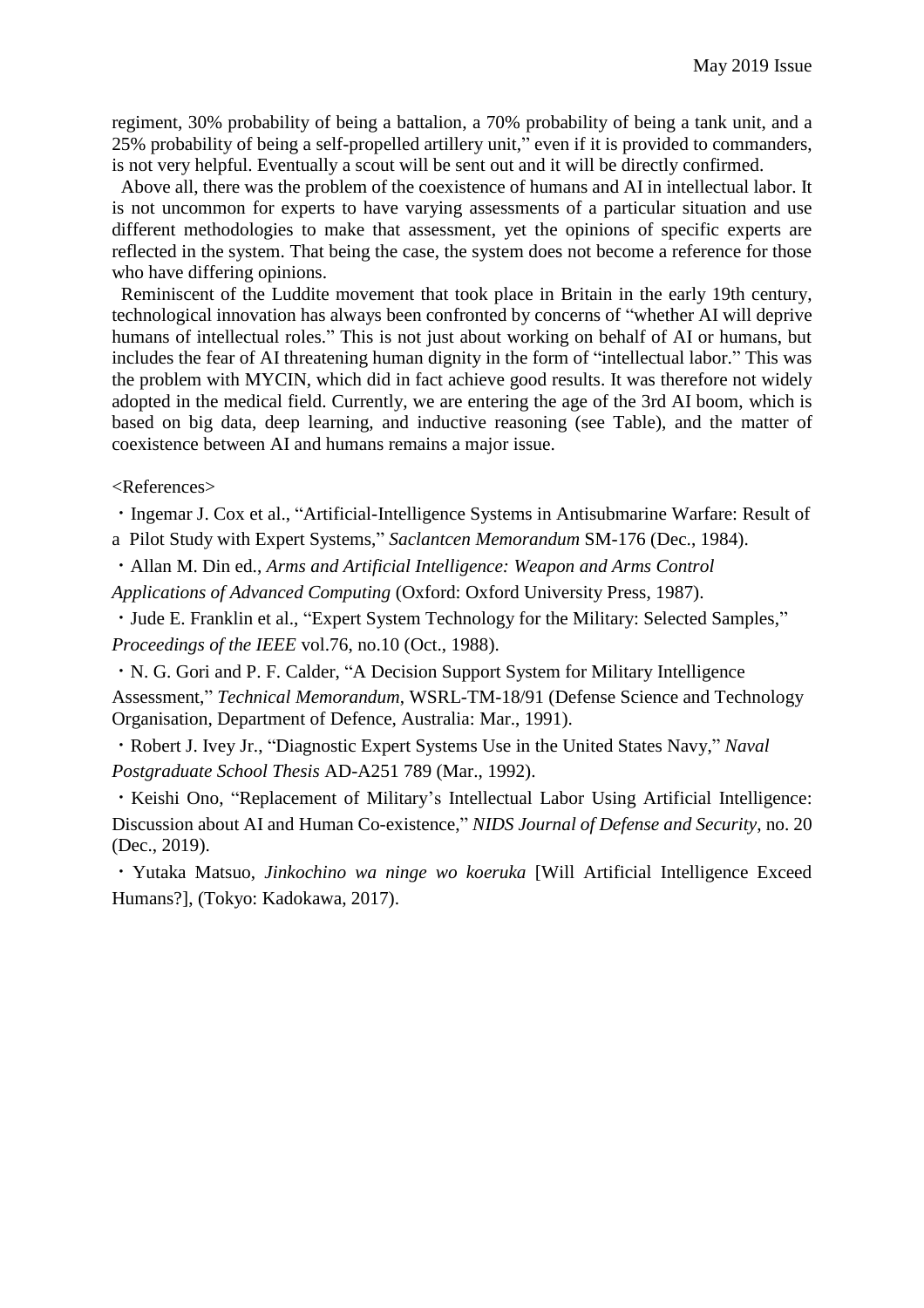regiment, 30% probability of being a battalion, a 70% probability of being a tank unit, and a 25% probability of being a self-propelled artillery unit," even if it is provided to commanders, is not very helpful. Eventually a scout will be sent out and it will be directly confirmed.

Above all, there was the problem of the coexistence of humans and AI in intellectual labor. It is not uncommon for experts to have varying assessments of a particular situation and use different methodologies to make that assessment, yet the opinions of specific experts are reflected in the system. That being the case, the system does not become a reference for those who have differing opinions.

Reminiscent of the Luddite movement that took place in Britain in the early 19th century, technological innovation has always been confronted by concerns of "whether AI will deprive humans of intellectual roles." This is not just about working on behalf of AI or humans, but includes the fear of AI threatening human dignity in the form of "intellectual labor." This was the problem with MYCIN, which did in fact achieve good results. It was therefore not widely adopted in the medical field. Currently, we are entering the age of the 3rd AI boom, which is based on big data, deep learning, and inductive reasoning (see Table), and the matter of coexistence between AI and humans remains a major issue.

<References>

・Ingemar J. Cox et al., "Artificial-Intelligence Systems in Antisubmarine Warfare: Result of a Pilot Study with Expert Systems," *Saclantcen Memorandum* SM-176 (Dec., 1984).

・Allan M. Din ed., *Arms and Artificial Intelligence: Weapon and Arms Control Applications of Advanced Computing* (Oxford: Oxford University Press, 1987).

・Jude E. Franklin et al., "Expert System Technology for the Military: Selected Samples," *Proceedings of the IEEE* vol.76, no.10 (Oct., 1988).

・N. G. Gori and P. F. Calder, "A Decision Support System for Military Intelligence Assessment," *Technical Memorandum*, WSRL-TM-18/91 (Defense Science and Technology Organisation, Department of Defence, Australia: Mar., 1991).

・Robert J. Ivey Jr., "Diagnostic Expert Systems Use in the United States Navy," *Naval Postgraduate School Thesis* AD-A251 789 (Mar., 1992).

・Keishi Ono, "Replacement of Military's Intellectual Labor Using Artificial Intelligence: Discussion about AI and Human Co-existence," *NIDS Journal of Defense and Security*, no. 20 (Dec., 2019).

・Yutaka Matsuo, *Jinkochino wa ninge wo koeruka* [Will Artificial Intelligence Exceed Humans?], (Tokyo: Kadokawa, 2017).